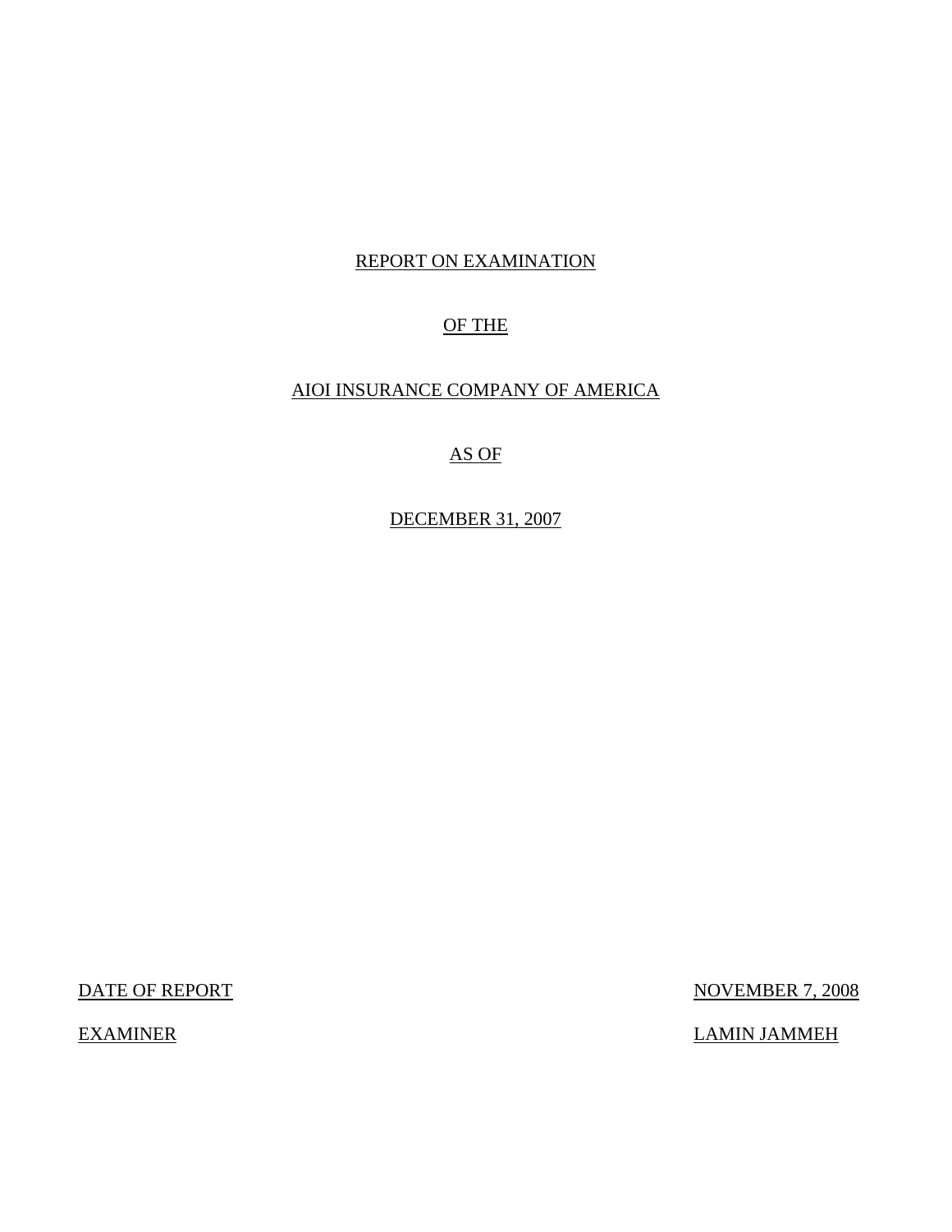REPORT ON EXAMINATION

OF THE

AIOI INSURANCE COMPANY OF AMERICA

AS OF

DECEMBER 31, 2007

| | |
|---|---|
| DATE OF REPORT | NOVEMBER 7, 2008 |
| EXAMINER | LAMIN JAMMEH |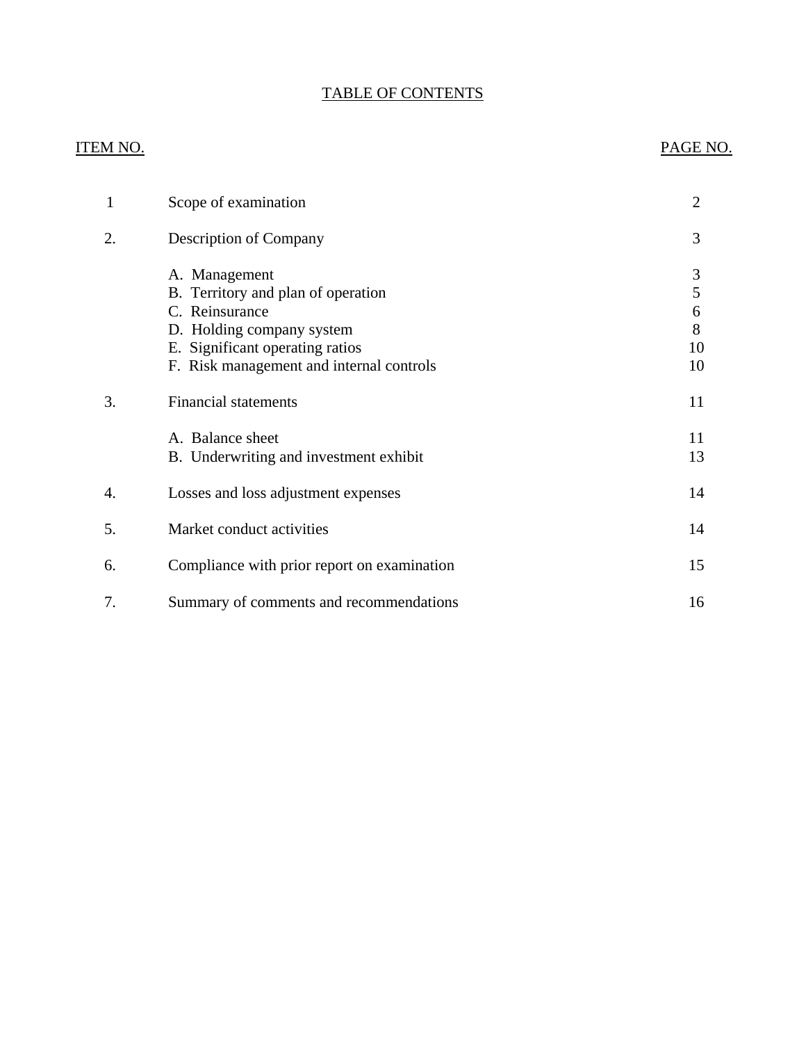# TABLE OF CONTENTS

| ITEM NO. | | PAGE NO. |
|---|---|---|
| 1 | Scope of examination | 2 |
| 2. | Description of Company | 3 |
| | A. Management | 3 |
| | B. Territory and plan of operation | 5 |
| | C. Reinsurance | 6 |
| | D. Holding company system | 8 |
| | E. Significant operating ratios | 10 |
| | F. Risk management and internal controls | 10 |
| 3. | Financial statements | 11 |
| | A. Balance sheet | 11 |
| | B. Underwriting and investment exhibit | 13 |
| 4. | Losses and loss adjustment expenses | 14 |
| 5. | Market conduct activities | 14 |
| 6. | Compliance with prior report on examination | 15 |
| 7. | Summary of comments and recommendations | 16 |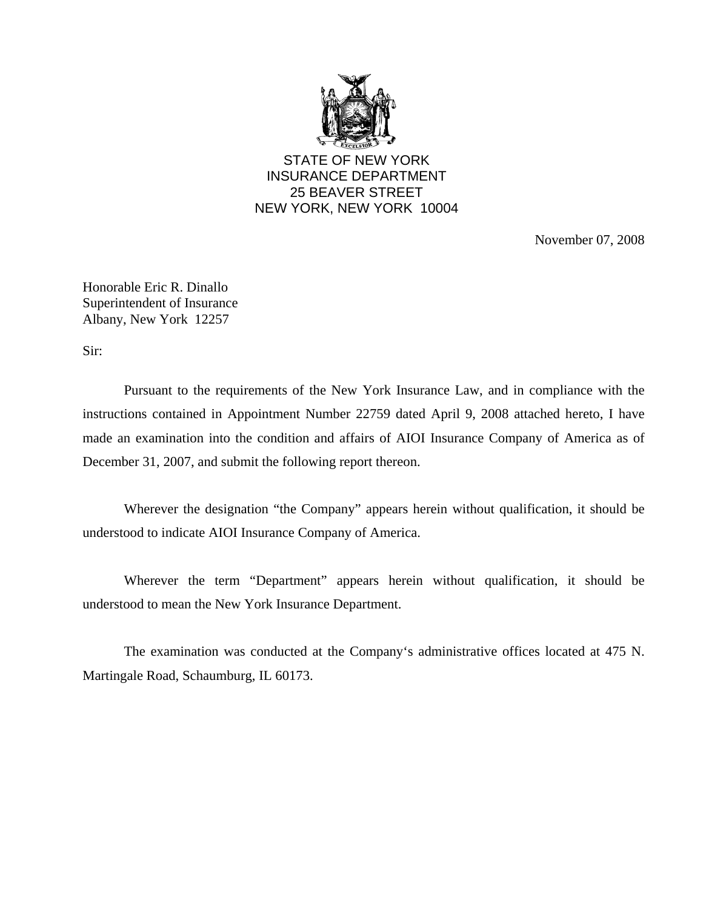STATE OF NEW YORK
INSURANCE DEPARTMENT
25 BEAVER STREET
NEW YORK, NEW YORK 10004

November 07, 2008

Honorable Eric R. Dinallo
Superintendent of Insurance
Albany, New York 12257

Sir:

Pursuant to the requirements of the New York Insurance Law, and in compliance with the instructions contained in Appointment Number 22759 dated April 9, 2008 attached hereto, I have made an examination into the condition and affairs of AIOI Insurance Company of America as of December 31, 2007, and submit the following report thereon.

Wherever the designation "the Company" appears herein without qualification, it should be understood to indicate AIOI Insurance Company of America.

Wherever the term "Department" appears herein without qualification, it should be understood to mean the New York Insurance Department.

The examination was conducted at the Company's administrative offices located at 475 N. Martingale Road, Schaumburg, IL 60173.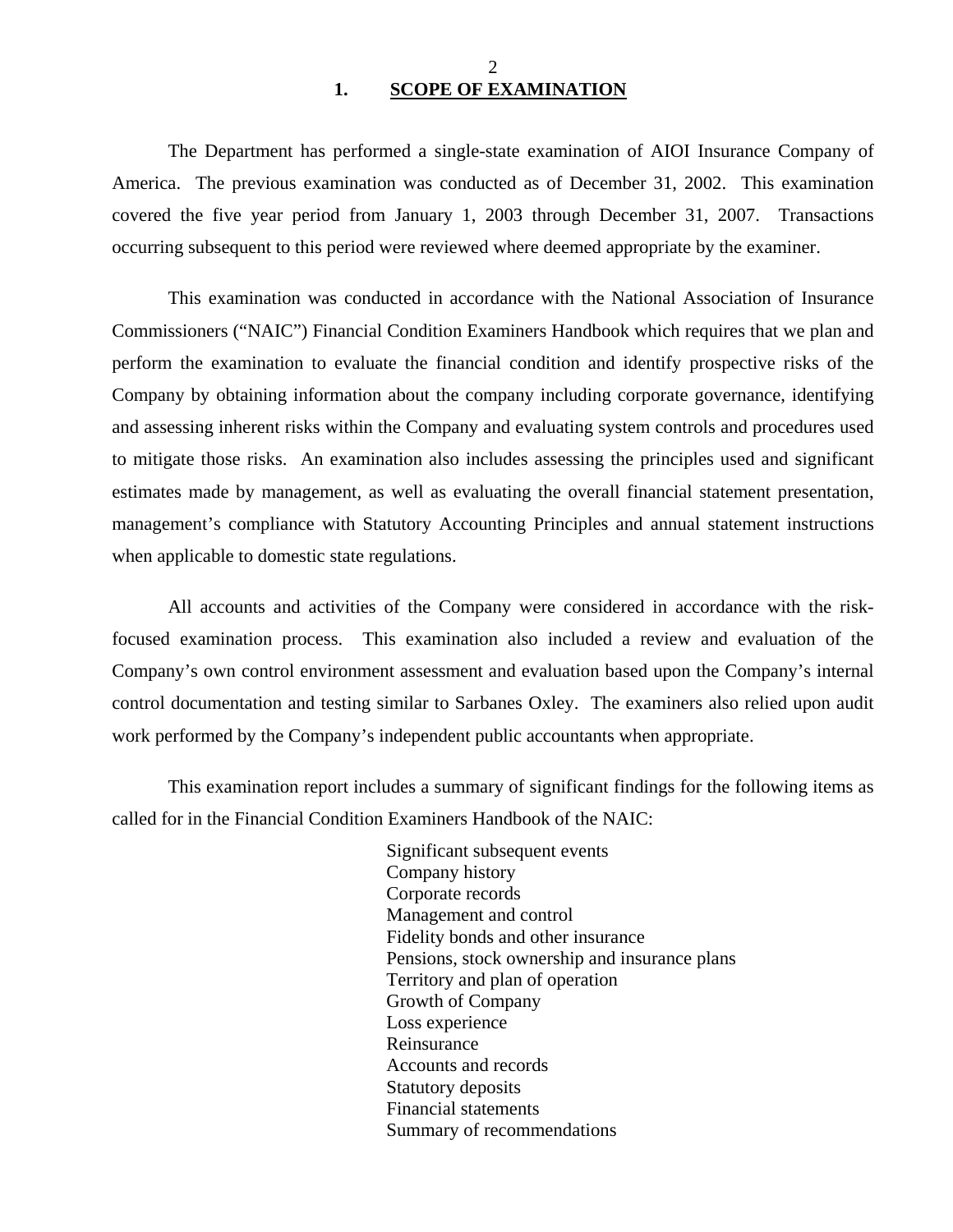## 1. SCOPE OF EXAMINATION

The Department has performed a single-state examination of AIOI Insurance Company of America. The previous examination was conducted as of December 31, 2002. This examination covered the five year period from January 1, 2003 through December 31, 2007. Transactions occurring subsequent to this period were reviewed where deemed appropriate by the examiner.

This examination was conducted in accordance with the National Association of Insurance Commissioners ("NAIC") Financial Condition Examiners Handbook which requires that we plan and perform the examination to evaluate the financial condition and identify prospective risks of the Company by obtaining information about the company including corporate governance, identifying and assessing inherent risks within the Company and evaluating system controls and procedures used to mitigate those risks. An examination also includes assessing the principles used and significant estimates made by management, as well as evaluating the overall financial statement presentation, management's compliance with Statutory Accounting Principles and annual statement instructions when applicable to domestic state regulations.

All accounts and activities of the Company were considered in accordance with the risk-focused examination process. This examination also included a review and evaluation of the Company's own control environment assessment and evaluation based upon the Company's internal control documentation and testing similar to Sarbanes Oxley. The examiners also relied upon audit work performed by the Company's independent public accountants when appropriate.

This examination report includes a summary of significant findings for the following items as called for in the Financial Condition Examiners Handbook of the NAIC:

- Significant subsequent events
- Company history
- Corporate records
- Management and control
- Fidelity bonds and other insurance
- Pensions, stock ownership and insurance plans
- Territory and plan of operation
- Growth of Company
- Loss experience
- Reinsurance
- Accounts and records
- Statutory deposits
- Financial statements
- Summary of recommendations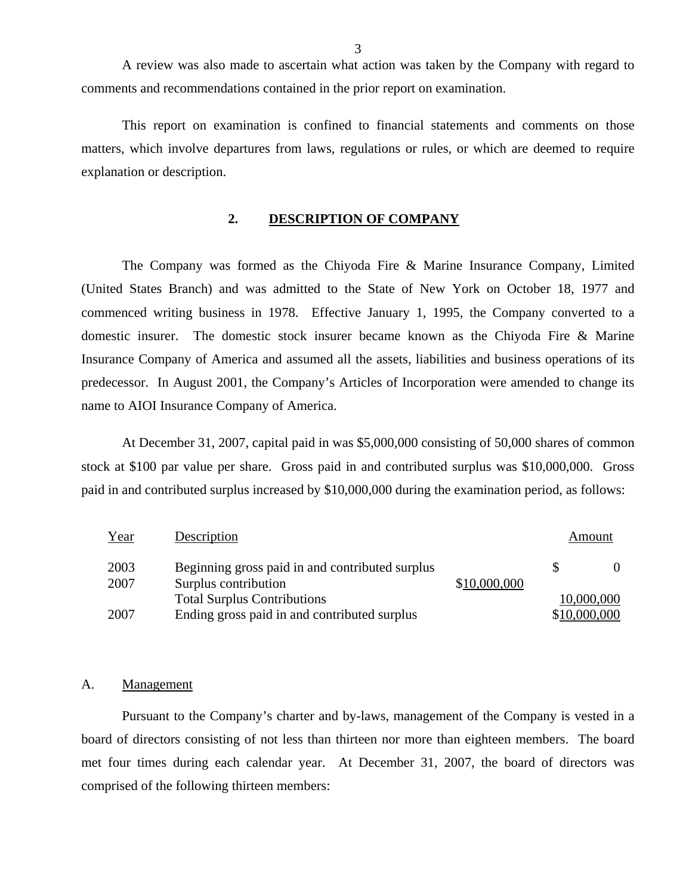A review was also made to ascertain what action was taken by the Company with regard to comments and recommendations contained in the prior report on examination.

This report on examination is confined to financial statements and comments on those matters, which involve departures from laws, regulations or rules, or which are deemed to require explanation or description.

## 2. DESCRIPTION OF COMPANY

The Company was formed as the Chiyoda Fire & Marine Insurance Company, Limited (United States Branch) and was admitted to the State of New York on October 18, 1977 and commenced writing business in 1978. Effective January 1, 1995, the Company converted to a domestic insurer. The domestic stock insurer became known as the Chiyoda Fire & Marine Insurance Company of America and assumed all the assets, liabilities and business operations of its predecessor. In August 2001, the Company's Articles of Incorporation were amended to change its name to AIOI Insurance Company of America.

At December 31, 2007, capital paid in was $5,000,000 consisting of 50,000 shares of common stock at $100 par value per share. Gross paid in and contributed surplus was $10,000,000. Gross paid in and contributed surplus increased by $10,000,000 during the examination period, as follows:

| Year | Description | | Amount |
|---|---|---|---|
| 2003 | Beginning gross paid in and contributed surplus | | $ 0 |
| 2007 | Surplus contribution | $10,000,000 | |
| | Total Surplus Contributions | | 10,000,000 |
| 2007 | Ending gross paid in and contributed surplus | | $10,000,000 |

### A. Management

Pursuant to the Company's charter and by-laws, management of the Company is vested in a board of directors consisting of not less than thirteen nor more than eighteen members. The board met four times during each calendar year. At December 31, 2007, the board of directors was comprised of the following thirteen members: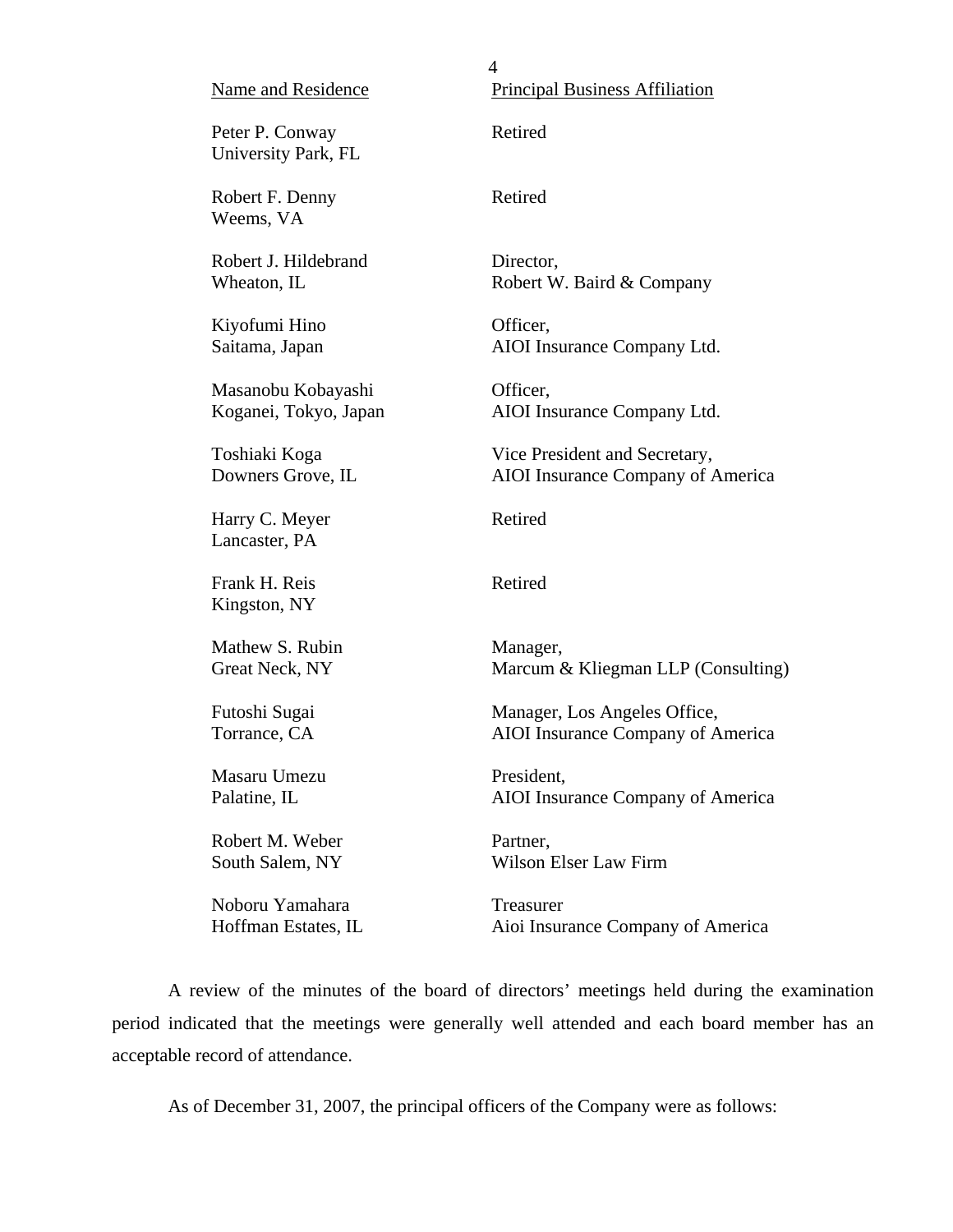| Name and Residence | Principal Business Affiliation |
|---|---|
| Peter P. Conway<br>University Park, FL | Retired |
| Robert F. Denny<br>Weems, VA | Retired |
| Robert J. Hildebrand<br>Wheaton, IL | Director,<br>Robert W. Baird & Company |
| Kiyofumi Hino<br>Saitama, Japan | Officer,<br>AIOI Insurance Company Ltd. |
| Masanobu Kobayashi<br>Koganei, Tokyo, Japan | Officer,<br>AIOI Insurance Company Ltd. |
| Toshiaki Koga<br>Downers Grove, IL | Vice President and Secretary,<br>AIOI Insurance Company of America |
| Harry C. Meyer<br>Lancaster, PA | Retired |
| Frank H. Reis<br>Kingston, NY | Retired |
| Mathew S. Rubin<br>Great Neck, NY | Manager,<br>Marcum & Kliegman LLP (Consulting) |
| Futoshi Sugai<br>Torrance, CA | Manager, Los Angeles Office,<br>AIOI Insurance Company of America |
| Masaru Umezu<br>Palatine, IL | President,<br>AIOI Insurance Company of America |
| Robert M. Weber<br>South Salem, NY | Partner,<br>Wilson Elser Law Firm |
| Noboru Yamahara<br>Hoffman Estates, IL | Treasurer<br>Aioi Insurance Company of America |

A review of the minutes of the board of directors' meetings held during the examination period indicated that the meetings were generally well attended and each board member has an acceptable record of attendance.

As of December 31, 2007, the principal officers of the Company were as follows: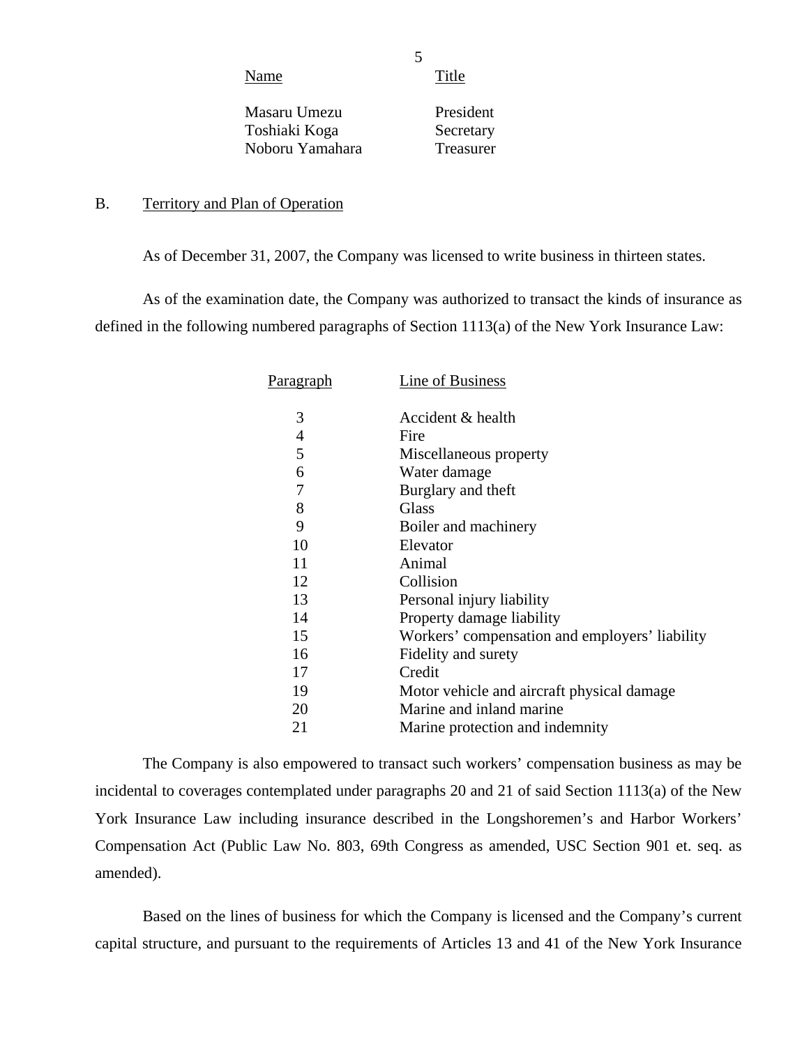| Name | Title |
|---|---|
| Masaru Umezu | President |
| Toshiaki Koga | Secretary |
| Noboru Yamahara | Treasurer |

## B. Territory and Plan of Operation

As of December 31, 2007, the Company was licensed to write business in thirteen states.

As of the examination date, the Company was authorized to transact the kinds of insurance as defined in the following numbered paragraphs of Section 1113(a) of the New York Insurance Law:

| Paragraph | Line of Business |
|---|---|
| 3 | Accident & health |
| 4 | Fire |
| 5 | Miscellaneous property |
| 6 | Water damage |
| 7 | Burglary and theft |
| 8 | Glass |
| 9 | Boiler and machinery |
| 10 | Elevator |
| 11 | Animal |
| 12 | Collision |
| 13 | Personal injury liability |
| 14 | Property damage liability |
| 15 | Workers' compensation and employers' liability |
| 16 | Fidelity and surety |
| 17 | Credit |
| 19 | Motor vehicle and aircraft physical damage |
| 20 | Marine and inland marine |
| 21 | Marine protection and indemnity |

The Company is also empowered to transact such workers' compensation business as may be incidental to coverages contemplated under paragraphs 20 and 21 of said Section 1113(a) of the New York Insurance Law including insurance described in the Longshoremen's and Harbor Workers' Compensation Act (Public Law No. 803, 69th Congress as amended, USC Section 901 et. seq. as amended).

Based on the lines of business for which the Company is licensed and the Company's current capital structure, and pursuant to the requirements of Articles 13 and 41 of the New York Insurance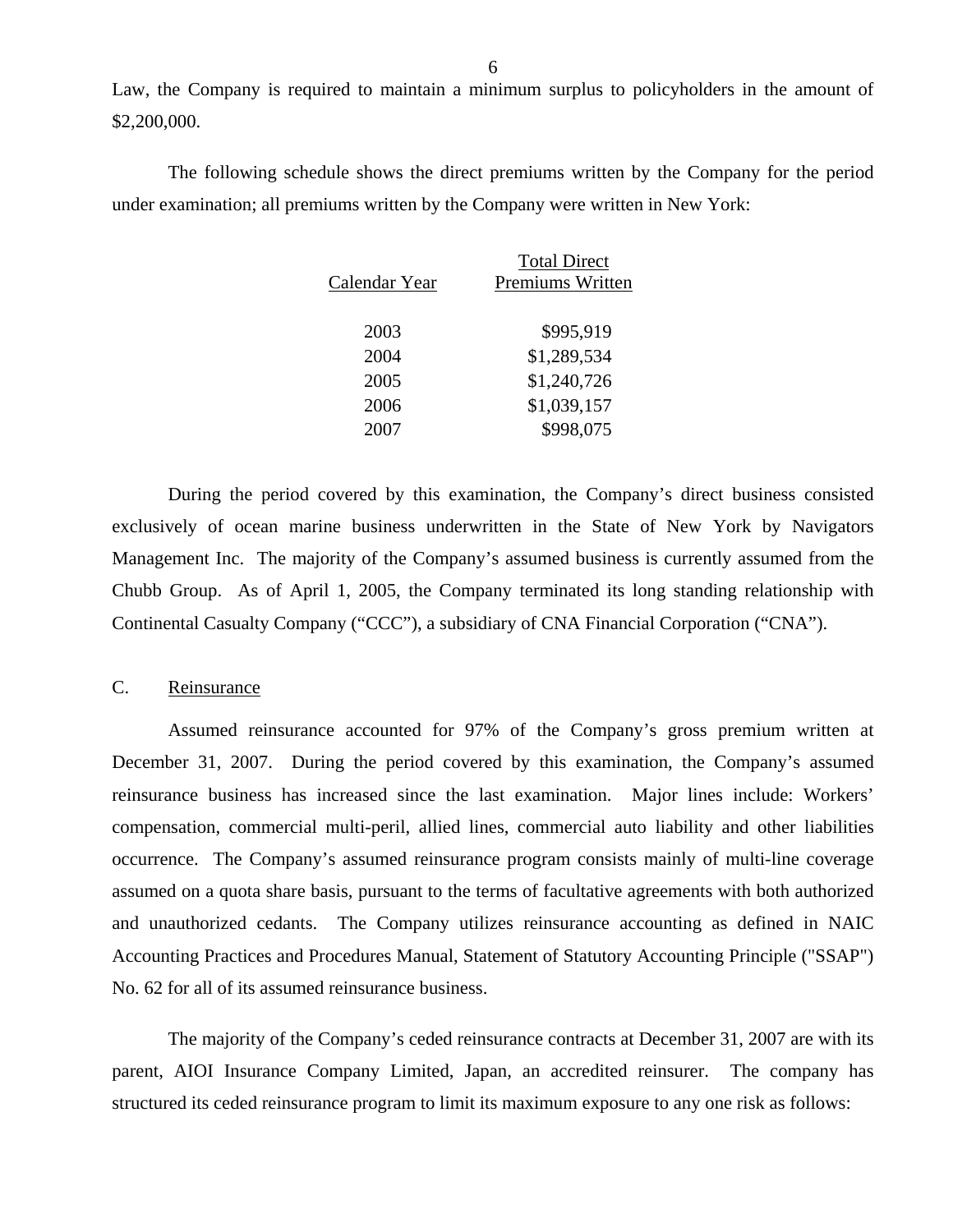Law, the Company is required to maintain a minimum surplus to policyholders in the amount of $2,200,000.

The following schedule shows the direct premiums written by the Company for the period under examination; all premiums written by the Company were written in New York:

| Calendar Year | Total Direct Premiums Written |
|---|---|
| 2003 | $995,919 |
| 2004 | $1,289,534 |
| 2005 | $1,240,726 |
| 2006 | $1,039,157 |
| 2007 | $998,075 |

During the period covered by this examination, the Company's direct business consisted exclusively of ocean marine business underwritten in the State of New York by Navigators Management Inc. The majority of the Company's assumed business is currently assumed from the Chubb Group. As of April 1, 2005, the Company terminated its long standing relationship with Continental Casualty Company ("CCC"), a subsidiary of CNA Financial Corporation ("CNA").

## C. Reinsurance

Assumed reinsurance accounted for 97% of the Company's gross premium written at December 31, 2007. During the period covered by this examination, the Company's assumed reinsurance business has increased since the last examination. Major lines include: Workers' compensation, commercial multi-peril, allied lines, commercial auto liability and other liabilities occurrence. The Company's assumed reinsurance program consists mainly of multi-line coverage assumed on a quota share basis, pursuant to the terms of facultative agreements with both authorized and unauthorized cedants. The Company utilizes reinsurance accounting as defined in NAIC Accounting Practices and Procedures Manual, Statement of Statutory Accounting Principle ("SSAP") No. 62 for all of its assumed reinsurance business.

The majority of the Company's ceded reinsurance contracts at December 31, 2007 are with its parent, AIOI Insurance Company Limited, Japan, an accredited reinsurer. The company has structured its ceded reinsurance program to limit its maximum exposure to any one risk as follows: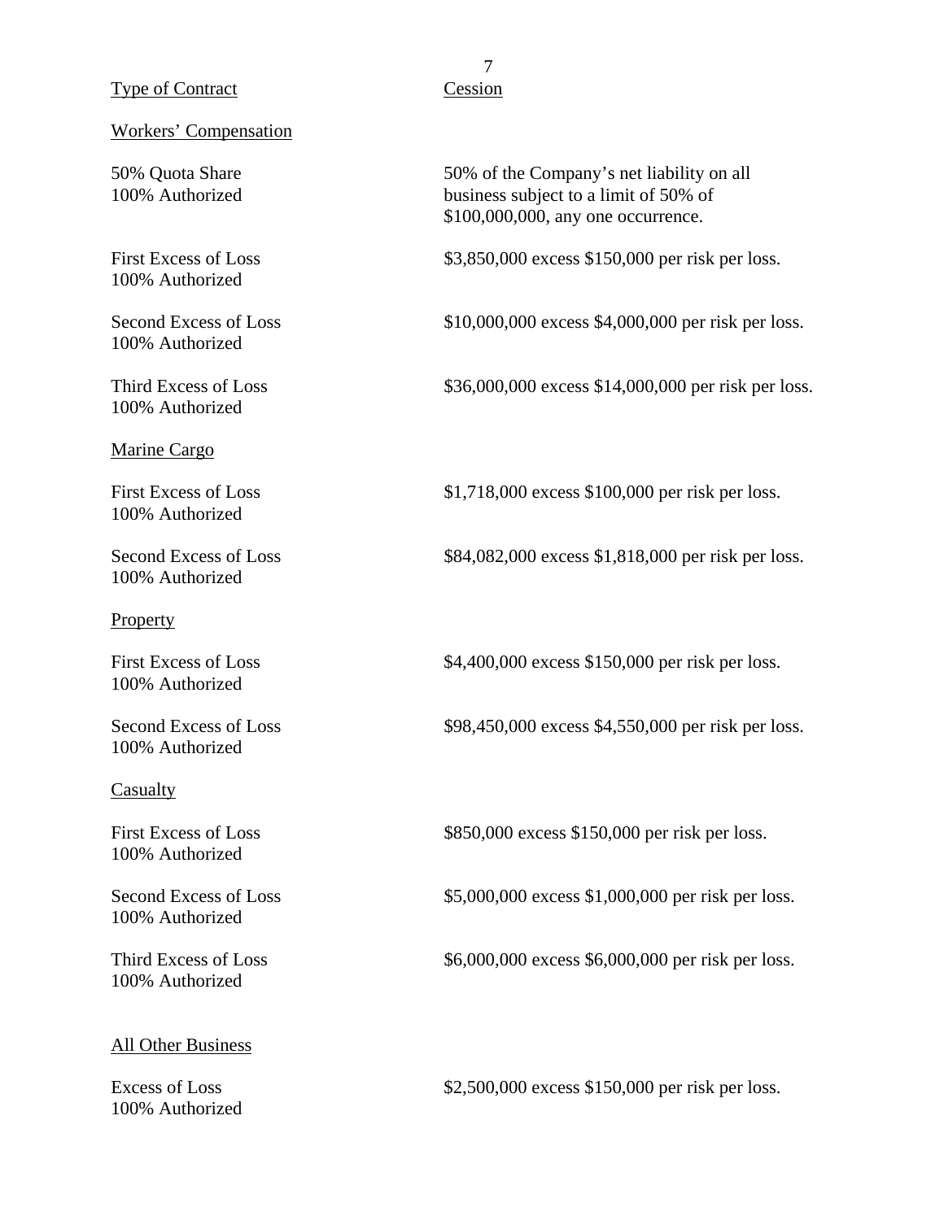| Type of Contract | Cession |
|---|---|
| Workers' Compensation | |
| 50% Quota Share<br>100% Authorized | 50% of the Company's net liability on all business subject to a limit of 50% of \$100,000,000, any one occurrence. |
| First Excess of Loss<br>100% Authorized | \$3,850,000 excess \$150,000 per risk per loss. |
| Second Excess of Loss<br>100% Authorized | \$10,000,000 excess \$4,000,000 per risk per loss. |
| Third Excess of Loss<br>100% Authorized | \$36,000,000 excess \$14,000,000 per risk per loss. |
| Marine Cargo | |
| First Excess of Loss<br>100% Authorized | \$1,718,000 excess \$100,000 per risk per loss. |
| Second Excess of Loss<br>100% Authorized | \$84,082,000 excess \$1,818,000 per risk per loss. |
| Property | |
| First Excess of Loss<br>100% Authorized | \$4,400,000 excess \$150,000 per risk per loss. |
| Second Excess of Loss<br>100% Authorized | \$98,450,000 excess \$4,550,000 per risk per loss. |
| Casualty | |
| First Excess of Loss<br>100% Authorized | \$850,000 excess \$150,000 per risk per loss. |
| Second Excess of Loss<br>100% Authorized | \$5,000,000 excess \$1,000,000 per risk per loss. |
| Third Excess of Loss<br>100% Authorized | \$6,000,000 excess \$6,000,000 per risk per loss. |
| All Other Business | |
| Excess of Loss<br>100% Authorized | \$2,500,000 excess \$150,000 per risk per loss. |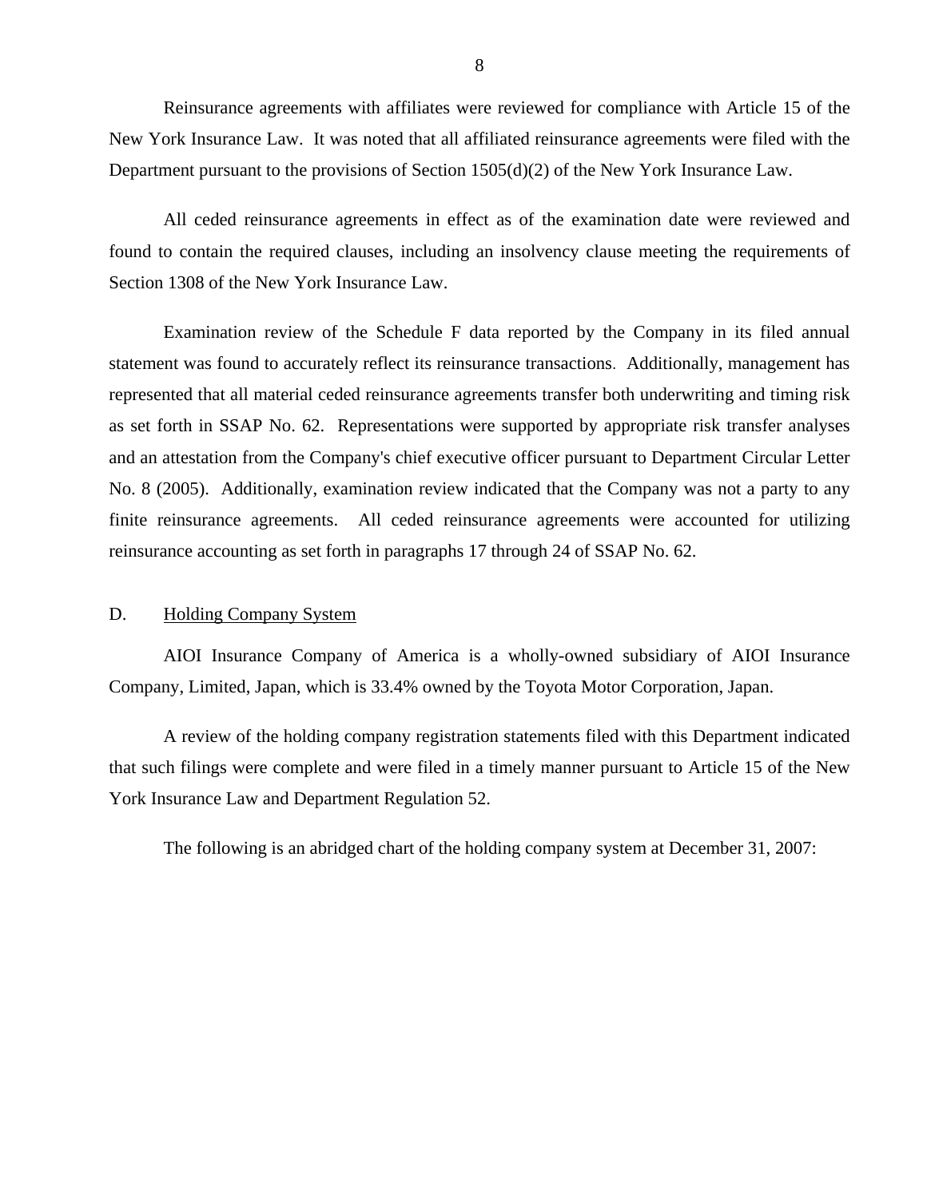Reinsurance agreements with affiliates were reviewed for compliance with Article 15 of the New York Insurance Law. It was noted that all affiliated reinsurance agreements were filed with the Department pursuant to the provisions of Section 1505(d)(2) of the New York Insurance Law.

All ceded reinsurance agreements in effect as of the examination date were reviewed and found to contain the required clauses, including an insolvency clause meeting the requirements of Section 1308 of the New York Insurance Law.

Examination review of the Schedule F data reported by the Company in its filed annual statement was found to accurately reflect its reinsurance transactions. Additionally, management has represented that all material ceded reinsurance agreements transfer both underwriting and timing risk as set forth in SSAP No. 62. Representations were supported by appropriate risk transfer analyses and an attestation from the Company's chief executive officer pursuant to Department Circular Letter No. 8 (2005). Additionally, examination review indicated that the Company was not a party to any finite reinsurance agreements. All ceded reinsurance agreements were accounted for utilizing reinsurance accounting as set forth in paragraphs 17 through 24 of SSAP No. 62.

## D. Holding Company System

AIOI Insurance Company of America is a wholly-owned subsidiary of AIOI Insurance Company, Limited, Japan, which is 33.4% owned by the Toyota Motor Corporation, Japan.

A review of the holding company registration statements filed with this Department indicated that such filings were complete and were filed in a timely manner pursuant to Article 15 of the New York Insurance Law and Department Regulation 52.

The following is an abridged chart of the holding company system at December 31, 2007: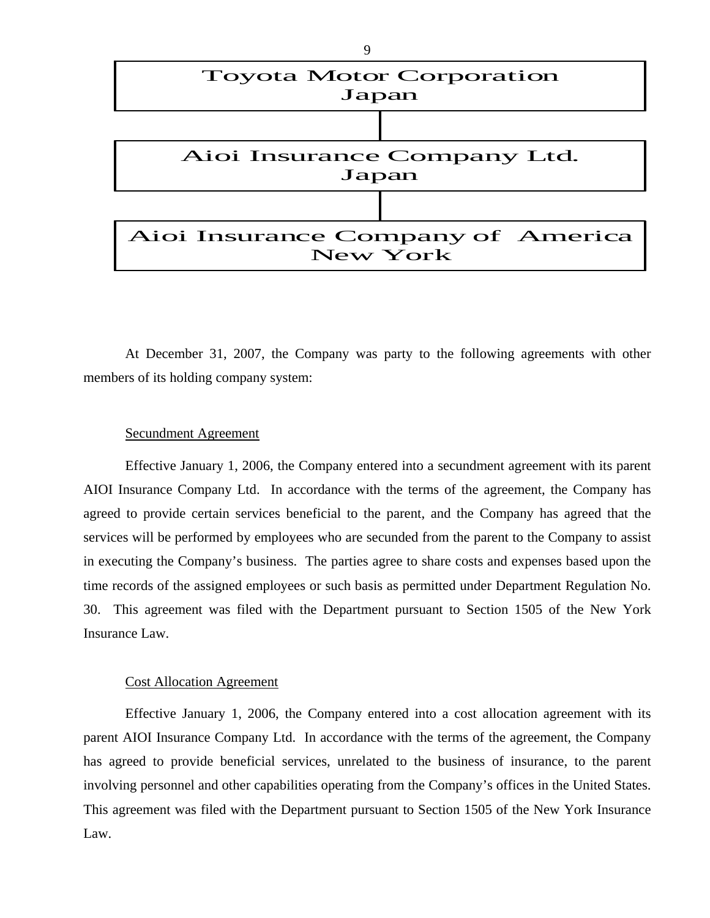Toyota Motor Corporation
Japan

Aioi Insurance Company Ltd.
Japan

Aioi Insurance Company of America
New York

At December 31, 2007, the Company was party to the following agreements with other members of its holding company system:

Secundment Agreement

Effective January 1, 2006, the Company entered into a secundment agreement with its parent AIOI Insurance Company Ltd. In accordance with the terms of the agreement, the Company has agreed to provide certain services beneficial to the parent, and the Company has agreed that the services will be performed by employees who are secunded from the parent to the Company to assist in executing the Company's business. The parties agree to share costs and expenses based upon the time records of the assigned employees or such basis as permitted under Department Regulation No. 30. This agreement was filed with the Department pursuant to Section 1505 of the New York Insurance Law.

Cost Allocation Agreement

Effective January 1, 2006, the Company entered into a cost allocation agreement with its parent AIOI Insurance Company Ltd. In accordance with the terms of the agreement, the Company has agreed to provide beneficial services, unrelated to the business of insurance, to the parent involving personnel and other capabilities operating from the Company's offices in the United States. This agreement was filed with the Department pursuant to Section 1505 of the New York Insurance Law.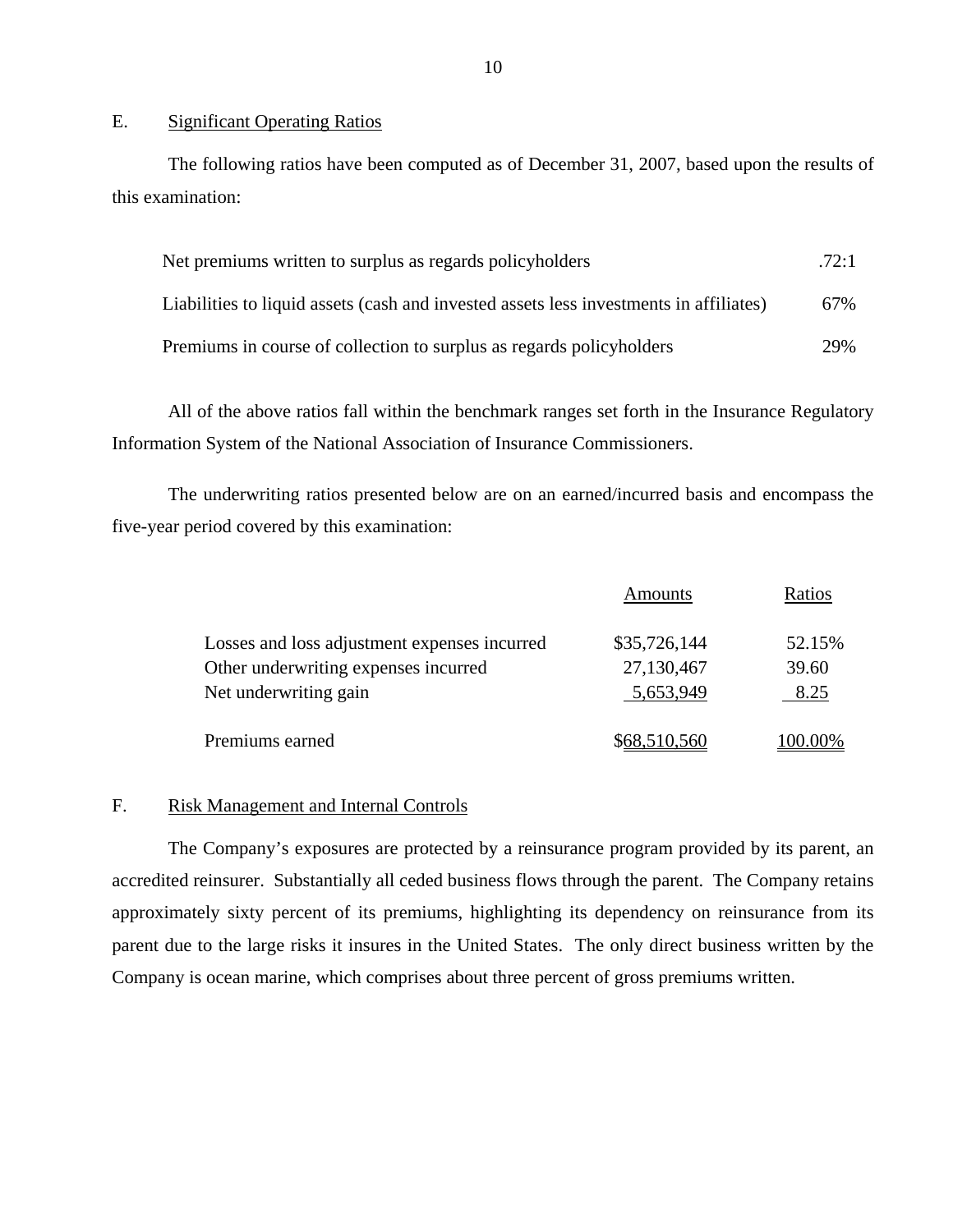## E. Significant Operating Ratios

The following ratios have been computed as of December 31, 2007, based upon the results of this examination:

| | |
|---|---|
| Net premiums written to surplus as regards policyholders | .72:1 |
| Liabilities to liquid assets (cash and invested assets less investments in affiliates) | 67% |
| Premiums in course of collection to surplus as regards policyholders | 29% |

All of the above ratios fall within the benchmark ranges set forth in the Insurance Regulatory Information System of the National Association of Insurance Commissioners.

The underwriting ratios presented below are on an earned/incurred basis and encompass the five-year period covered by this examination:

| | Amounts | Ratios |
|---|---|---|
| Losses and loss adjustment expenses incurred | $35,726,144 | 52.15% |
| Other underwriting expenses incurred | 27,130,467 | 39.60 |
| Net underwriting gain | 5,653,949 | 8.25 |
| Premiums earned | $68,510,560 | 100.00% |

## F. Risk Management and Internal Controls

The Company's exposures are protected by a reinsurance program provided by its parent, an accredited reinsurer. Substantially all ceded business flows through the parent. The Company retains approximately sixty percent of its premiums, highlighting its dependency on reinsurance from its parent due to the large risks it insures in the United States. The only direct business written by the Company is ocean marine, which comprises about three percent of gross premiums written.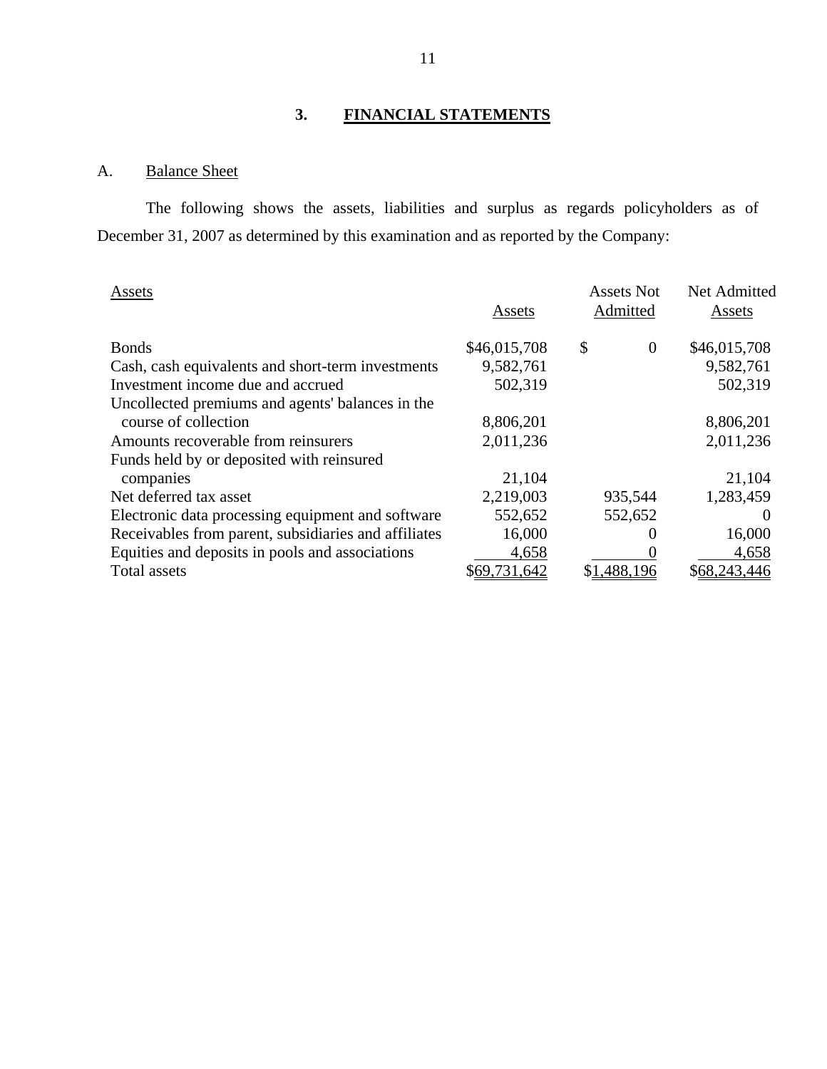## 3. FINANCIAL STATEMENTS

### A. Balance Sheet

The following shows the assets, liabilities and surplus as regards policyholders as of December 31, 2007 as determined by this examination and as reported by the Company:

| Assets | Assets | Assets Not Admitted | Net Admitted Assets |
|---|---|---|---|
| Bonds | $46,015,708 | $ 0 | $46,015,708 |
| Cash, cash equivalents and short-term investments | 9,582,761 | | 9,582,761 |
| Investment income due and accrued | 502,319 | | 502,319 |
| Uncollected premiums and agents' balances in the course of collection | 8,806,201 | | 8,806,201 |
| Amounts recoverable from reinsurers | 2,011,236 | | 2,011,236 |
| Funds held by or deposited with reinsured companies | 21,104 | | 21,104 |
| Net deferred tax asset | 2,219,003 | 935,544 | 1,283,459 |
| Electronic data processing equipment and software | 552,652 | 552,652 | 0 |
| Receivables from parent, subsidiaries and affiliates | 16,000 | 0 | 16,000 |
| Equities and deposits in pools and associations | 4,658 | 0 | 4,658 |
| Total assets | $69,731,642 | $1,488,196 | $68,243,446 |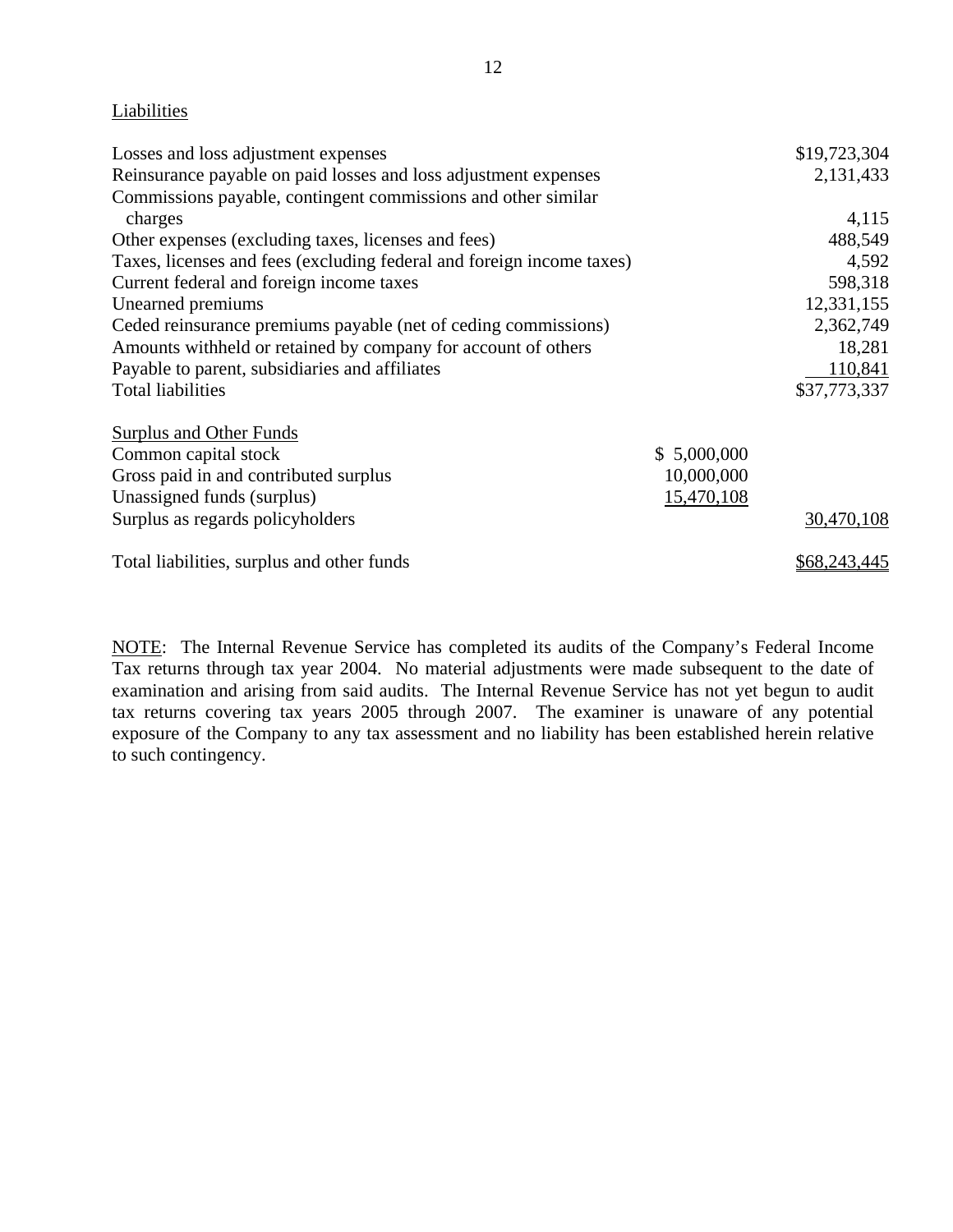Liabilities

| | | |
|---|---|---|
| Losses and loss adjustment expenses | | $19,723,304 |
| Reinsurance payable on paid losses and loss adjustment expenses | | 2,131,433 |
| Commissions payable, contingent commissions and other similar charges | | 4,115 |
| Other expenses (excluding taxes, licenses and fees) | | 488,549 |
| Taxes, licenses and fees (excluding federal and foreign income taxes) | | 4,592 |
| Current federal and foreign income taxes | | 598,318 |
| Unearned premiums | | 12,331,155 |
| Ceded reinsurance premiums payable (net of ceding commissions) | | 2,362,749 |
| Amounts withheld or retained by company for account of others | | 18,281 |
| Payable to parent, subsidiaries and affiliates | | 110,841 |
| Total liabilities | | $37,773,337 |
| | | |
| Surplus and Other Funds | | |
| Common capital stock | $ 5,000,000 | |
| Gross paid in and contributed surplus | 10,000,000 | |
| Unassigned funds (surplus) | 15,470,108 | |
| Surplus as regards policyholders | | 30,470,108 |
| | | |
| Total liabilities, surplus and other funds | | $68,243,445 |

NOTE: The Internal Revenue Service has completed its audits of the Company's Federal Income Tax returns through tax year 2004. No material adjustments were made subsequent to the date of examination and arising from said audits. The Internal Revenue Service has not yet begun to audit tax returns covering tax years 2005 through 2007. The examiner is unaware of any potential exposure of the Company to any tax assessment and no liability has been established herein relative to such contingency.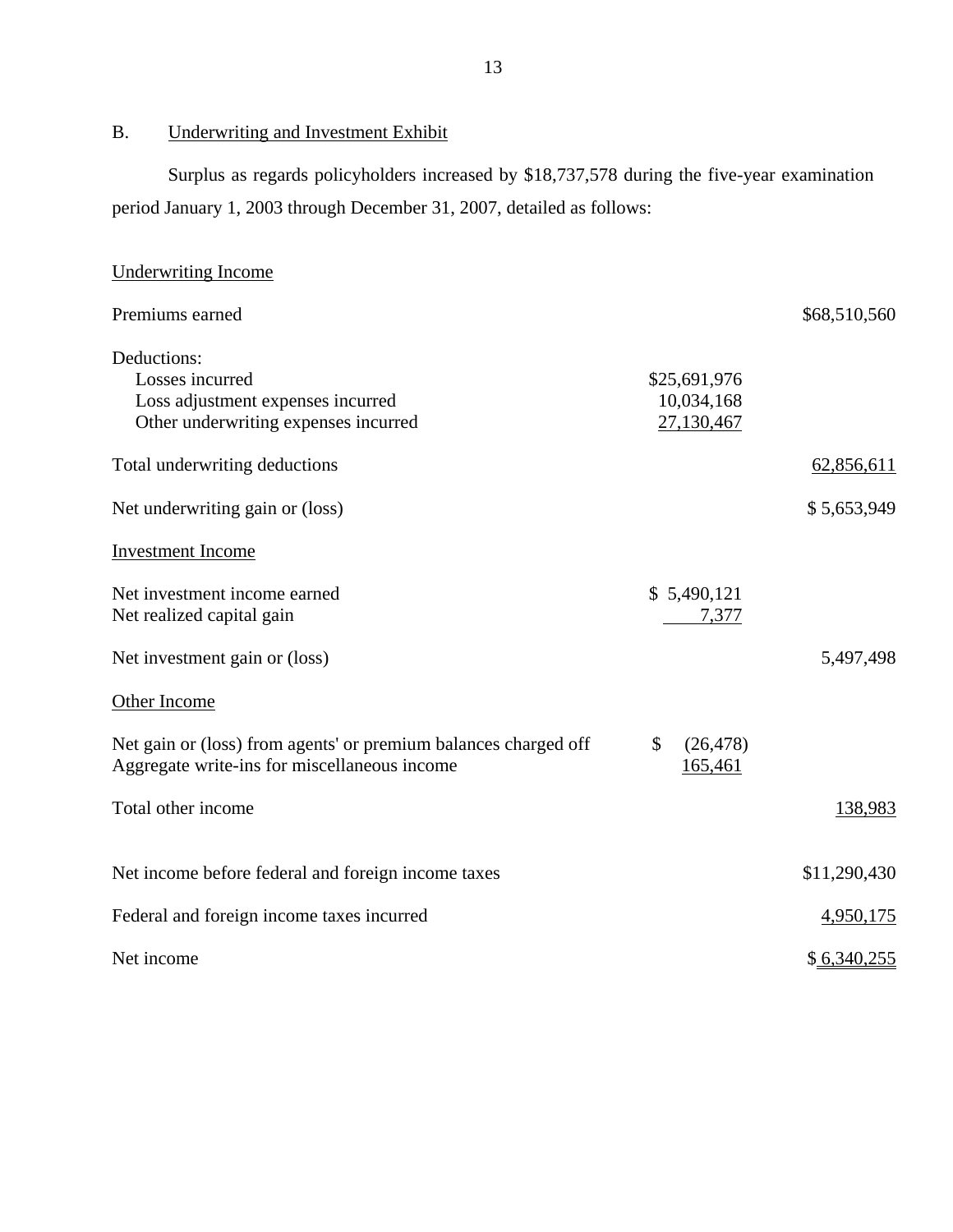## B. Underwriting and Investment Exhibit

Surplus as regards policyholders increased by $18,737,578 during the five-year examination period January 1, 2003 through December 31, 2007, detailed as follows:

| | | |
|---|---|---|
| Underwriting Income | | |
| Premiums earned | | $68,510,560 |
| Deductions: | | |
| Losses incurred | $25,691,976 | |
| Loss adjustment expenses incurred | 10,034,168 | |
| Other underwriting expenses incurred | 27,130,467 | |
| Total underwriting deductions | | 62,856,611 |
| Net underwriting gain or (loss) | | $ 5,653,949 |
| Investment Income | | |
| Net investment income earned | $ 5,490,121 | |
| Net realized capital gain | 7,377 | |
| Net investment gain or (loss) | | 5,497,498 |
| Other Income | | |
| Net gain or (loss) from agents' or premium balances charged off | $ (26,478) | |
| Aggregate write-ins for miscellaneous income | 165,461 | |
| Total other income | | 138,983 |
| Net income before federal and foreign income taxes | | $11,290,430 |
| Federal and foreign income taxes incurred | | 4,950,175 |
| Net income | | $ 6,340,255 |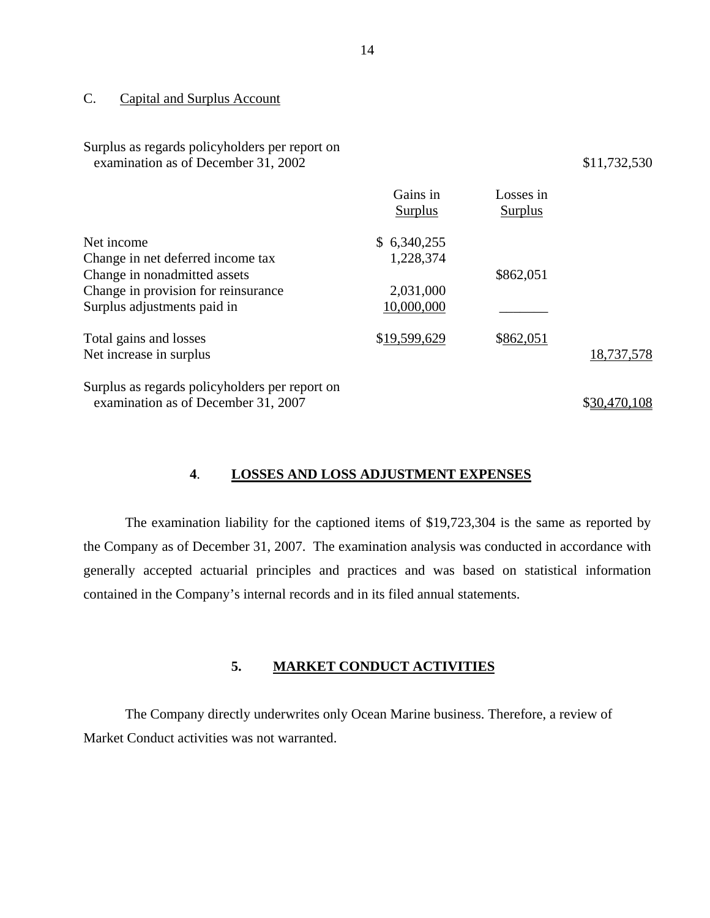C. Capital and Surplus Account

| | Gains in Surplus | Losses in Surplus | |
|---|---|---|---|
| Surplus as regards policyholders per report on examination as of December 31, 2002 | | | $11,732,530 |
| Net income | $ 6,340,255 | | |
| Change in net deferred income tax | 1,228,374 | | |
| Change in nonadmitted assets | | $862,051 | |
| Change in provision for reinsurance | 2,031,000 | | |
| Surplus adjustments paid in | 10,000,000 | | |
| Total gains and losses | $19,599,629 | $862,051 | |
| Net increase in surplus | | | 18,737,578 |
| Surplus as regards policyholders per report on examination as of December 31, 2007 | | | $30,470,108 |

## 4. LOSSES AND LOSS ADJUSTMENT EXPENSES

The examination liability for the captioned items of $19,723,304 is the same as reported by the Company as of December 31, 2007. The examination analysis was conducted in accordance with generally accepted actuarial principles and practices and was based on statistical information contained in the Company's internal records and in its filed annual statements.

## 5. MARKET CONDUCT ACTIVITIES

The Company directly underwrites only Ocean Marine business. Therefore, a review of Market Conduct activities was not warranted.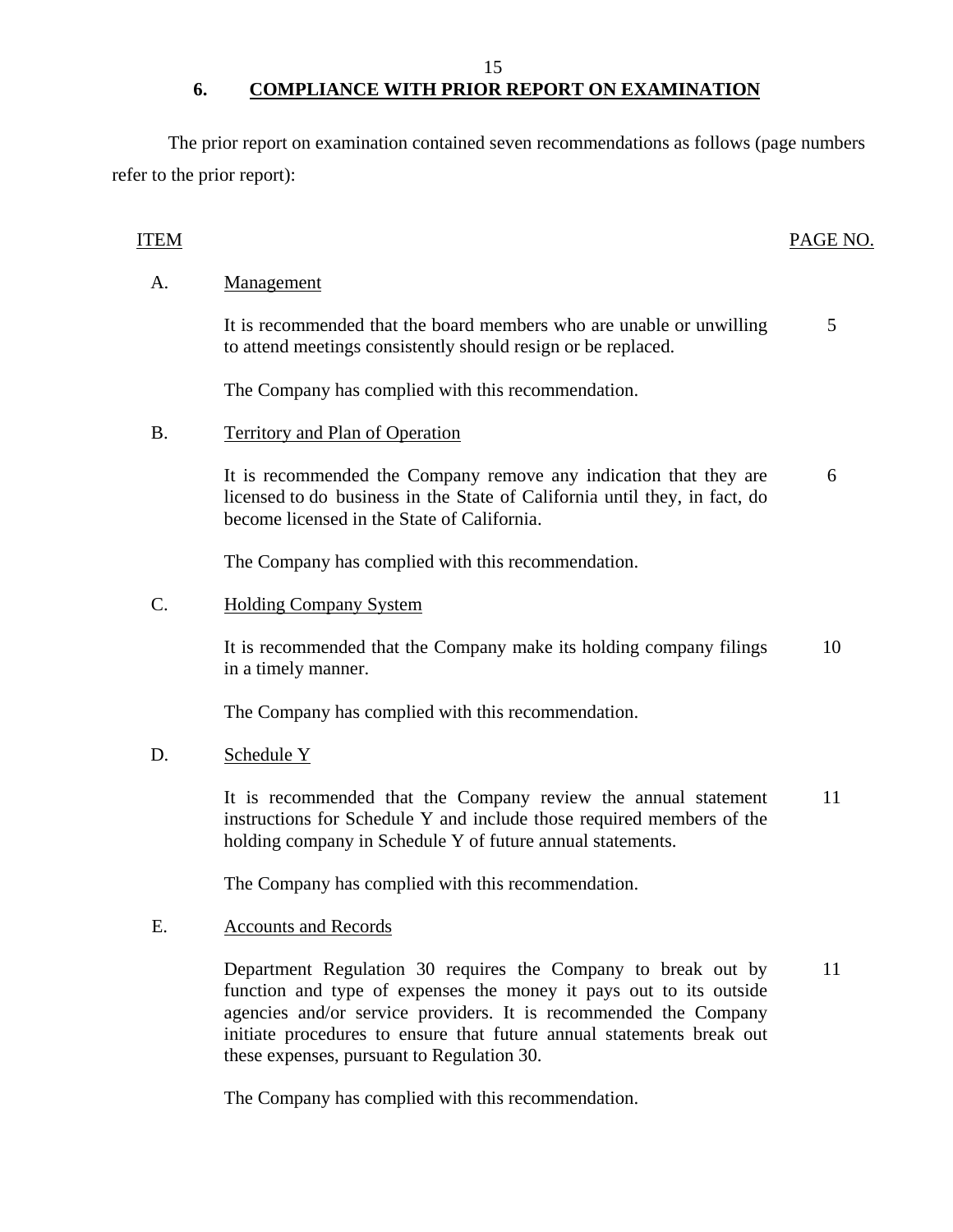## 6. COMPLIANCE WITH PRIOR REPORT ON EXAMINATION

The prior report on examination contained seven recommendations as follows (page numbers refer to the prior report):

| ITEM | | PAGE NO. |
|---|---|---|
| A. | Management | |
| | It is recommended that the board members who are unable or unwilling to attend meetings consistently should resign or be replaced. | 5 |
| | The Company has complied with this recommendation. | |
| B. | Territory and Plan of Operation | |
| | It is recommended the Company remove any indication that they are licensed to do business in the State of California until they, in fact, do become licensed in the State of California. | 6 |
| | The Company has complied with this recommendation. | |
| C. | Holding Company System | |
| | It is recommended that the Company make its holding company filings in a timely manner. | 10 |
| | The Company has complied with this recommendation. | |
| D. | Schedule Y | |
| | It is recommended that the Company review the annual statement instructions for Schedule Y and include those required members of the holding company in Schedule Y of future annual statements. | 11 |
| | The Company has complied with this recommendation. | |
| E. | Accounts and Records | |
| | Department Regulation 30 requires the Company to break out by function and type of expenses the money it pays out to its outside agencies and/or service providers. It is recommended the Company initiate procedures to ensure that future annual statements break out these expenses, pursuant to Regulation 30. | 11 |
| | The Company has complied with this recommendation. | |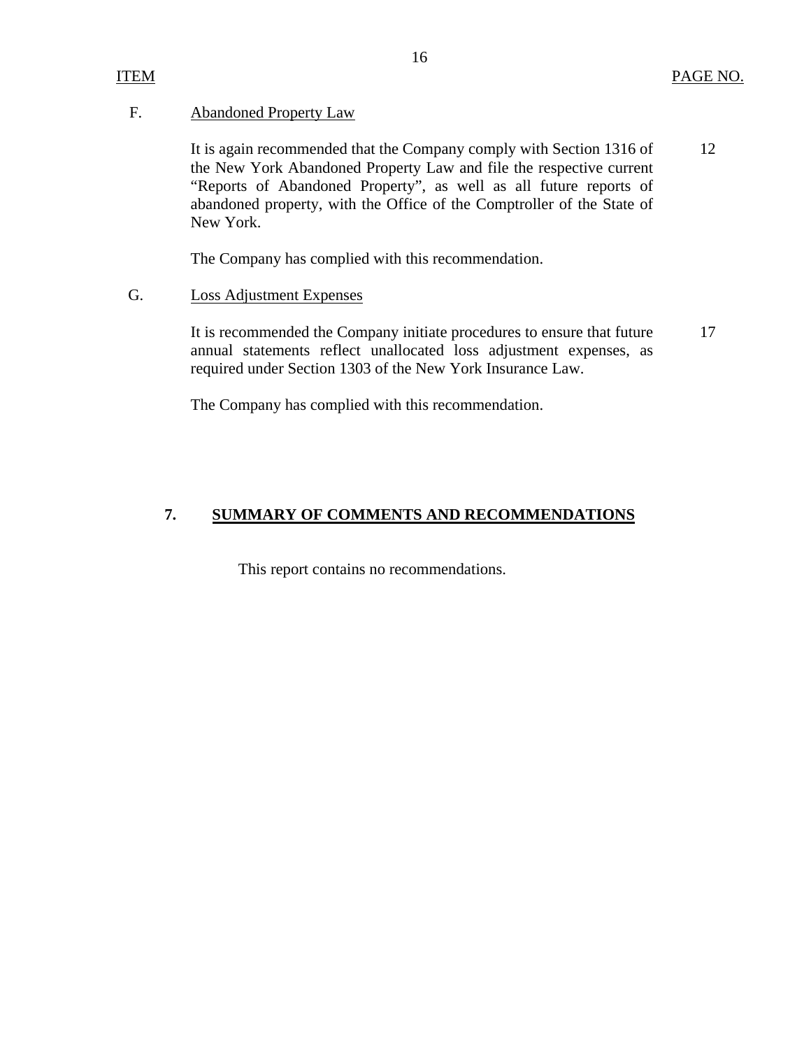| ITEM | | PAGE NO. |
|---|---|---|
| F. | Abandoned Property Law | |
| | It is again recommended that the Company comply with Section 1316 of the New York Abandoned Property Law and file the respective current "Reports of Abandoned Property", as well as all future reports of abandoned property, with the Office of the Comptroller of the State of New York. | 12 |
| | The Company has complied with this recommendation. | |
| G. | Loss Adjustment Expenses | |
| | It is recommended the Company initiate procedures to ensure that future annual statements reflect unallocated loss adjustment expenses, as required under Section 1303 of the New York Insurance Law. | 17 |
| | The Company has complied with this recommendation. | |

## 7. SUMMARY OF COMMENTS AND RECOMMENDATIONS

This report contains no recommendations.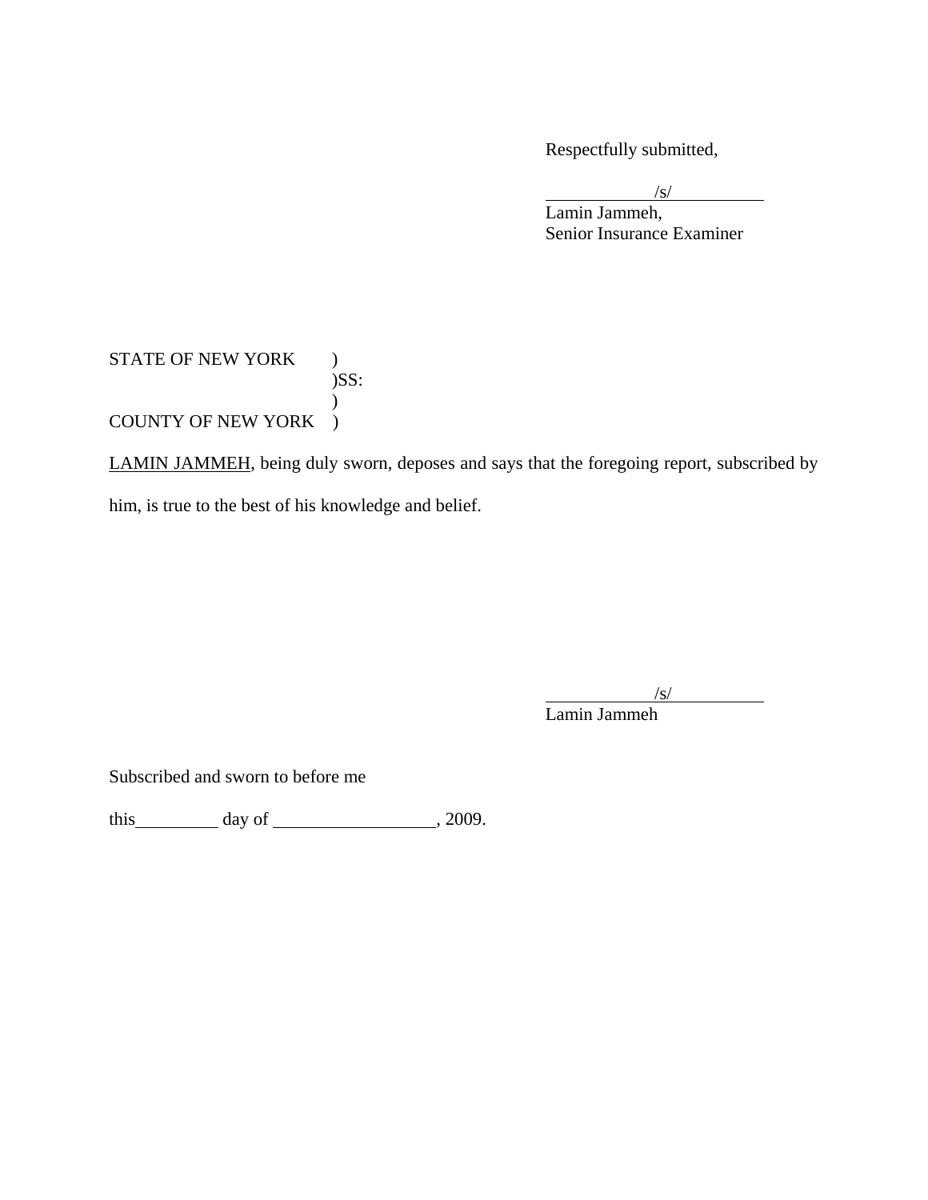Respectfully submitted,

/s/
Lamin Jammeh,
Senior Insurance Examiner

STATE OF NEW YORK )
)SS:
)
COUNTY OF NEW YORK )

LAMIN JAMMEH, being duly sworn, deposes and says that the foregoing report, subscribed by him, is true to the best of his knowledge and belief.

/s/
Lamin Jammeh

Subscribed and sworn to before me

this\_\_\_\_\_\_\_\_\_ day of \_\_\_\_\_\_\_\_\_\_\_\_\_\_\_\_\_\_, 2009.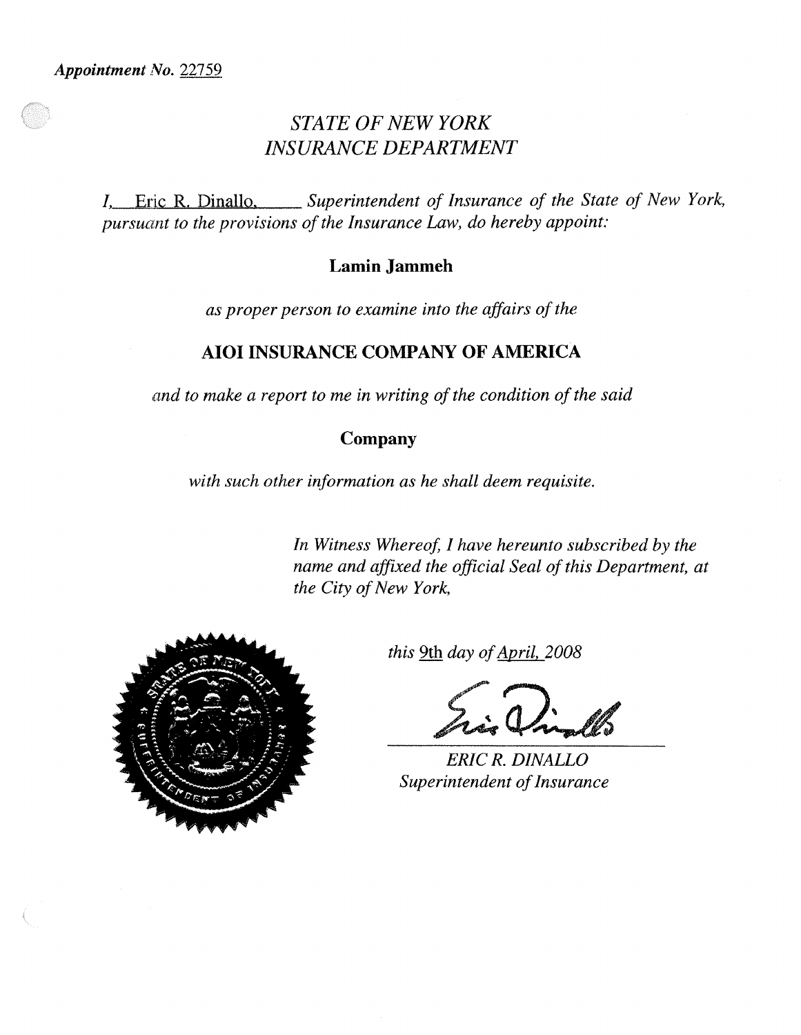*Appointment No.* 22759

## *STATE OF NEW YORK*
## *INSURANCE DEPARTMENT*

*I,* Eric R. Dinallo, *Superintendent of Insurance of the State of New York, pursuant to the provisions of the Insurance Law, do hereby appoint:*

**Lamin Jammeh**

*as proper person to examine into the affairs of the*

**AIOI INSURANCE COMPANY OF AMERICA**

*and to make a report to me in writing of the condition of the said*

**Company**

*with such other information as he shall deem requisite.*

*In Witness Whereof, I have hereunto subscribed by the name and affixed the official Seal of this Department, at the City of New York,*

*this* 9th *day of* April, 2008

*ERIC R. DINALLO*
*Superintendent of Insurance*